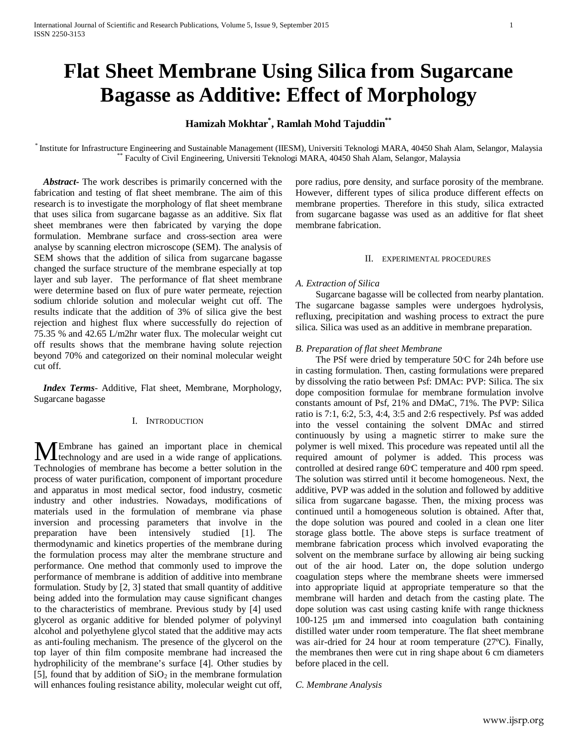# Flat Sheet Membrane Using Silica from Sugarcane Bagasse as Additive: Effect of Morphology

**Hamizah Mokhtar[*], Ramlah Mohd Tajuddin[**]**

[*] Institute for Infrastructure Engineering and Sustainable Management (IIESM), Universiti Teknologi MARA, 40450 Shah Alam, Selangor, Malaysia
[**] Faculty of Civil Engineering, Universiti Teknologi MARA, 40450 Shah Alam, Selangor, Malaysia

***Abstract***- The work describes is primarily concerned with the fabrication and testing of flat sheet membrane. The aim of this research is to investigate the morphology of flat sheet membrane that uses silica from sugarcane bagasse as an additive. Six flat sheet membranes were then fabricated by varying the dope formulation. Membrane surface and cross-section area were analyse by scanning electron microscope (SEM). The analysis of SEM shows that the addition of silica from sugarcane bagasse changed the surface structure of the membrane especially at top layer and sub layer. The performance of flat sheet membrane were determine based on flux of pure water permeate, rejection sodium chloride solution and molecular weight cut off. The results indicate that the addition of 3% of silica give the best rejection and highest flux where successfully do rejection of 75.35 % and 42.65 L/m2hr water flux. The molecular weight cut off results shows that the membrane having solute rejection beyond 70% and categorized on their nominal molecular weight cut off.

***Index Terms***- Additive, Flat sheet, Membrane, Morphology, Sugarcane bagasse

## I. Introduction

Membrane has gained an important place in chemical technology and are used in a wide range of applications. Technologies of membrane has become a better solution in the process of water purification, component of important procedure and apparatus in most medical sector, food industry, cosmetic industry and other industries. Nowadays, modifications of materials used in the formulation of membrane via phase inversion and processing parameters that involve in the preparation have been intensively studied [1]. The thermodynamic and kinetics properties of the membrane during the formulation process may alter the membrane structure and performance. One method that commonly used to improve the performance of membrane is addition of additive into membrane formulation. Study by [2, 3] stated that small quantity of additive being added into the formulation may cause significant changes to the characteristics of membrane. Previous study by [4] used glycerol as organic additive for blended polymer of polyvinyl alcohol and polyethylene glycol stated that the additive may acts as anti-fouling mechanism. The presence of the glycerol on the top layer of thin film composite membrane had increased the hydrophilicity of the membrane's surface [4]. Other studies by [5], found that by addition of $SiO_2$ in the membrane formulation will enhances fouling resistance ability, molecular weight cut off, pore radius, pore density, and surface porosity of the membrane. However, different types of silica produce different effects on membrane properties. Therefore in this study, silica extracted from sugarcane bagasse was used as an additive for flat sheet membrane fabrication.

## II. Experimental Procedures

### *A. Extraction of Silica*

Sugarcane bagasse will be collected from nearby plantation. The sugarcane bagasse samples were undergoes hydrolysis, refluxing, precipitation and washing process to extract the pure silica. Silica was used as an additive in membrane preparation.

### *B. Preparation of flat sheet Membrane*

The PSf were dried by temperature 50°C for 24h before use in casting formulation. Then, casting formulations were prepared by dissolving the ratio between Psf: DMAc: PVP: Silica. The six dope composition formulae for membrane formulation involve constants amount of Psf, 21% and DMaC, 71%. The PVP: Silica ratio is 7:1, 6:2, 5:3, 4:4, 3:5 and 2:6 respectively. Psf was added into the vessel containing the solvent DMAc and stirred continuously by using a magnetic stirrer to make sure the polymer is well mixed. This procedure was repeated until all the required amount of polymer is added. This process was controlled at desired range 60°C temperature and 400 rpm speed. The solution was stirred until it become homogeneous. Next, the additive, PVP was added in the solution and followed by additive silica from sugarcane bagasse. Then, the mixing process was continued until a homogeneous solution is obtained. After that, the dope solution was poured and cooled in a clean one liter storage glass bottle. The above steps is surface treatment of membrane fabrication process which involved evaporating the solvent on the membrane surface by allowing air being sucking out of the air hood. Later on, the dope solution undergo coagulation steps where the membrane sheets were immersed into appropriate liquid at appropriate temperature so that the membrane will harden and detach from the casting plate. The dope solution was cast using casting knife with range thickness 100-125 µm and immersed into coagulation bath containing distilled water under room temperature. The flat sheet membrane was air-dried for 24 hour at room temperature (27ºC). Finally, the membranes then were cut in ring shape about 6 cm diameters before placed in the cell.

### *C. Membrane Analysis*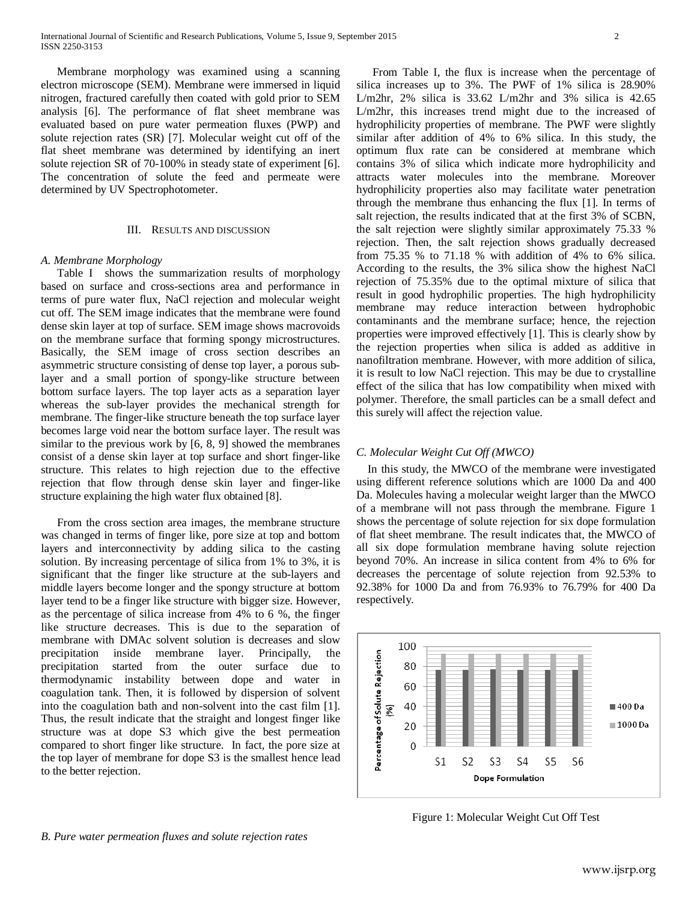Membrane morphology was examined using a scanning electron microscope (SEM). Membrane were immersed in liquid nitrogen, fractured carefully then coated with gold prior to SEM analysis [6]. The performance of flat sheet membrane was evaluated based on pure water permeation fluxes (PWP) and solute rejection rates (SR) [7]. Molecular weight cut off of the flat sheet membrane was determined by identifying an inert solute rejection SR of 70-100% in steady state of experiment [6]. The concentration of solute the feed and permeate were determined by UV Spectrophotometer.

## III. Results and discussion

### A. Membrane Morphology

Table I shows the summarization results of morphology based on surface and cross-sections area and performance in terms of pure water flux, NaCl rejection and molecular weight cut off. The SEM image indicates that the membrane were found dense skin layer at top of surface. SEM image shows macrovoids on the membrane surface that forming spongy microstructures. Basically, the SEM image of cross section describes an asymmetric structure consisting of dense top layer, a porous sub-layer and a small portion of spongy-like structure between bottom surface layers. The top layer acts as a separation layer whereas the sub-layer provides the mechanical strength for membrane. The finger-like structure beneath the top surface layer becomes large void near the bottom surface layer. The result was similar to the previous work by [6, 8, 9] showed the membranes consist of a dense skin layer at top surface and short finger-like structure. This relates to high rejection due to the effective rejection that flow through dense skin layer and finger-like structure explaining the high water flux obtained [8].

From the cross section area images, the membrane structure was changed in terms of finger like, pore size at top and bottom layers and interconnectivity by adding silica to the casting solution. By increasing percentage of silica from 1% to 3%, it is significant that the finger like structure at the sub-layers and middle layers become longer and the spongy structure at bottom layer tend to be a finger like structure with bigger size. However, as the percentage of silica increase from 4% to 6 %, the finger like structure decreases. This is due to the separation of membrane with DMAc solvent solution is decreases and slow precipitation inside membrane layer. Principally, the precipitation started from the outer surface due to thermodynamic instability between dope and water in coagulation tank. Then, it is followed by dispersion of solvent into the coagulation bath and non-solvent into the cast film [1]. Thus, the result indicate that the straight and longest finger like structure was at dope S3 which give the best permeation compared to short finger like structure. In fact, the pore size at the top layer of membrane for dope S3 is the smallest hence lead to the better rejection.

### B. Pure water permeation fluxes and solute rejection rates

From Table I, the flux is increase when the percentage of silica increases up to 3%. The PWF of 1% silica is 28.90% L/m2hr, 2% silica is 33.62 L/m2hr and 3% silica is 42.65 L/m2hr, this increases trend might due to the increased of hydrophilicity properties of membrane. The PWF were slightly similar after addition of 4% to 6% silica. In this study, the optimum flux rate can be considered at membrane which contains 3% of silica which indicate more hydrophilicity and attracts water molecules into the membrane. Moreover hydrophilicity properties also may facilitate water penetration through the membrane thus enhancing the flux [1]. In terms of salt rejection, the results indicated that at the first 3% of SCBN, the salt rejection were slightly similar approximately 75.33 % rejection. Then, the salt rejection shows gradually decreased from 75.35 % to 71.18 % with addition of 4% to 6% silica. According to the results, the 3% silica show the highest NaCl rejection of 75.35% due to the optimal mixture of silica that result in good hydrophilic properties. The high hydrophilicity membrane may reduce interaction between hydrophobic contaminants and the membrane surface; hence, the rejection properties were improved effectively [1]. This is clearly show by the rejection properties when silica is added as additive in nanofiltration membrane. However, with more addition of silica, it is result to low NaCl rejection. This may be due to crystalline effect of the silica that has low compatibility when mixed with polymer. Therefore, the small particles can be a small defect and this surely will affect the rejection value.

### C. Molecular Weight Cut Off (MWCO)

In this study, the MWCO of the membrane were investigated using different reference solutions which are 1000 Da and 400 Da. Molecules having a molecular weight larger than the MWCO of a membrane will not pass through the membrane. Figure 1 shows the percentage of solute rejection for six dope formulation of flat sheet membrane. The result indicates that, the MWCO of all six dope formulation membrane having solute rejection beyond 70%. An increase in silica content from 4% to 6% for decreases the percentage of solute rejection from 92.53% to 92.38% for 1000 Da and from 76.93% to 76.79% for 400 Da respectively.

Figure 1: Molecular Weight Cut Off Test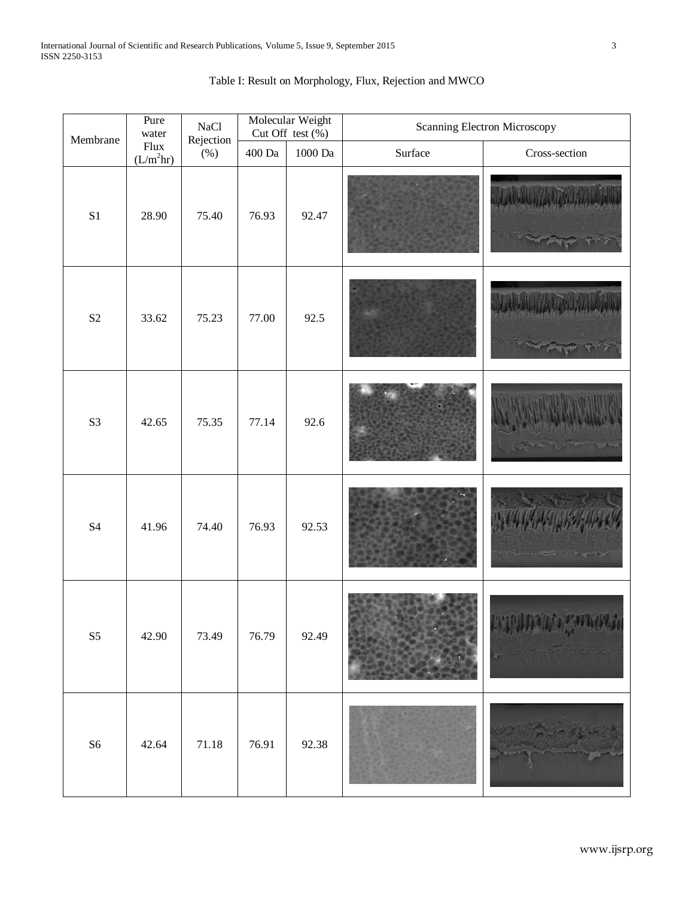Table I: Result on Morphology, Flux, Rejection and MWCO

| Membrane | Pure water Flux ($L/m^2hr$) | NaCl Rejection (%) | Molecular Weight Cut Off test (%) | | Scanning Electron Microscopy | |
|---|---|---|---|---|---|---|
| | | | 400 Da | 1000 Da | Surface | Cross-section |
| S1 | 28.90 | 75.40 | 76.93 | 92.47 | | |
| S2 | 33.62 | 75.23 | 77.00 | 92.5 | | |
| S3 | 42.65 | 75.35 | 77.14 | 92.6 | | |
| S4 | 41.96 | 74.40 | 76.93 | 92.53 | | |
| S5 | 42.90 | 73.49 | 76.79 | 92.49 | | |
| S6 | 42.64 | 71.18 | 76.91 | 92.38 | | |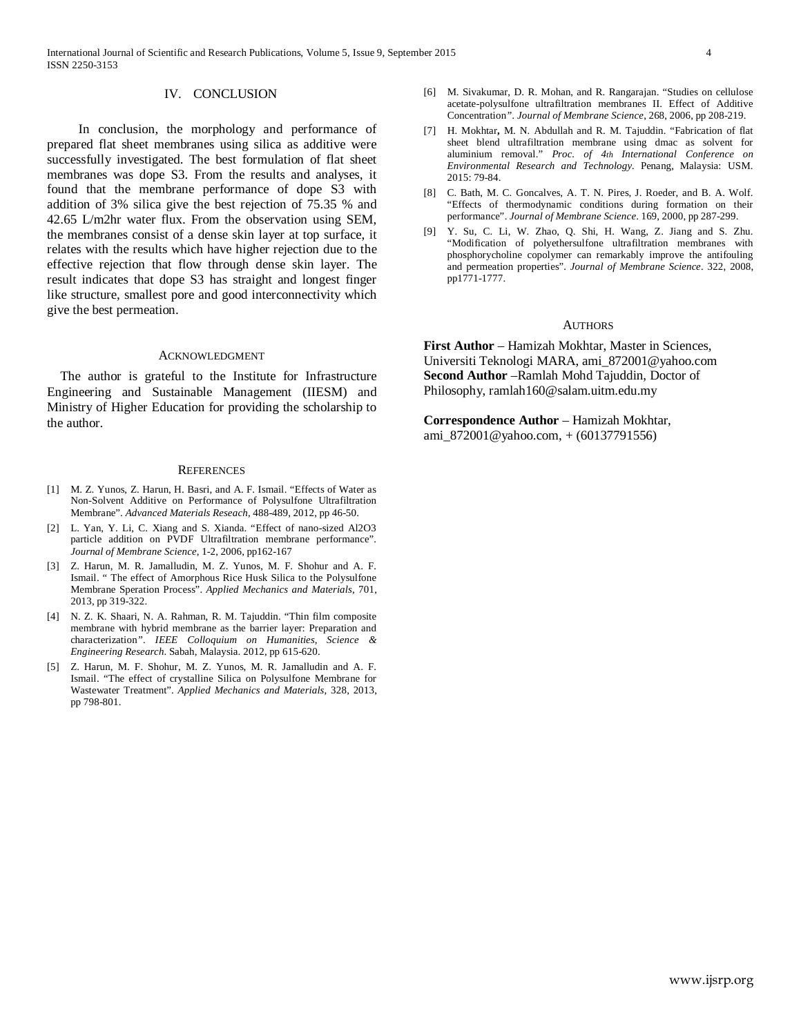## IV. CONCLUSION

In conclusion, the morphology and performance of prepared flat sheet membranes using silica as additive were successfully investigated. The best formulation of flat sheet membranes was dope S3. From the results and analyses, it found that the membrane performance of dope S3 with addition of 3% silica give the best rejection of 75.35 % and 42.65 L/m2hr water flux. From the observation using SEM, the membranes consist of a dense skin layer at top surface, it relates with the results which have higher rejection due to the effective rejection that flow through dense skin layer. The result indicates that dope S3 has straight and longest finger like structure, smallest pore and good interconnectivity which give the best permeation.

## ACKNOWLEDGMENT

The author is grateful to the Institute for Infrastructure Engineering and Sustainable Management (IIESM) and Ministry of Higher Education for providing the scholarship to the author.

## REFERENCES

[1] M. Z. Yunos, Z. Harun, H. Basri, and A. F. Ismail. "Effects of Water as Non-Solvent Additive on Performance of Polysulfone Ultrafiltration Membrane". *Advanced Materials Reseach*, 488-489, 2012, pp 46-50.

[2] L. Yan, Y. Li, C. Xiang and S. Xianda. "Effect of nano-sized Al2O3 particle addition on PVDF Ultrafiltration membrane performance". *Journal of Membrane Science*, 1-2, 2006, pp162-167

[3] Z. Harun, M. R. Jamalludin, M. Z. Yunos, M. F. Shohur and A. F. Ismail. " The effect of Amorphous Rice Husk Silica to the Polysulfone Membrane Speration Process". *Applied Mechanics and Materials*, 701, 2013, pp 319-322.

[4] N. Z. K. Shaari, N. A. Rahman, R. M. Tajuddin. "Thin film composite membrane with hybrid membrane as the barrier layer: Preparation and characterization". *IEEE Colloquium on Humanities, Science & Engineering Research*. Sabah, Malaysia. 2012, pp 615-620.

[5] Z. Harun, M. F. Shohur, M. Z. Yunos, M. R. Jamalludin and A. F. Ismail. "The effect of crystalline Silica on Polysulfone Membrane for Wastewater Treatment". *Applied Mechanics and Materials*, 328, 2013, pp 798-801.

[6] M. Sivakumar, D. R. Mohan, and R. Rangarajan. "Studies on cellulose acetate-polysulfone ultrafiltration membranes II. Effect of Additive Concentration". *Journal of Membrane Science*, 268, 2006, pp 208-219.

[7] H. Mokhtar**,** M. N. Abdullah and R. M. Tajuddin. "Fabrication of flat sheet blend ultrafiltration membrane using dmac as solvent for aluminium removal." *Proc. of 4th International Conference on Environmental Research and Technology.* Penang, Malaysia: USM. 2015: 79-84.

[8] C. Bath, M. C. Goncalves, A. T. N. Pires, J. Roeder, and B. A. Wolf. "Effects of thermodynamic conditions during formation on their performance". *Journal of Membrane Science*. 169, 2000, pp 287-299.

[9] Y. Su, C. Li, W. Zhao, Q. Shi, H. Wang, Z. Jiang and S. Zhu. "Modification of polyethersulfone ultrafiltration membranes with phosphorycholine copolymer can remarkably improve the antifouling and permeation properties". *Journal of Membrane Science*. 322, 2008, pp1771-1777.

## AUTHORS

**First Author** – Hamizah Mokhtar, Master in Sciences, Universiti Teknologi MARA, ami_872001@yahoo.com
**Second Author** –Ramlah Mohd Tajuddin, Doctor of Philosophy, ramlah160@salam.uitm.edu.my

**Correspondence Author** – Hamizah Mokhtar, ami_872001@yahoo.com, + (60137791556)